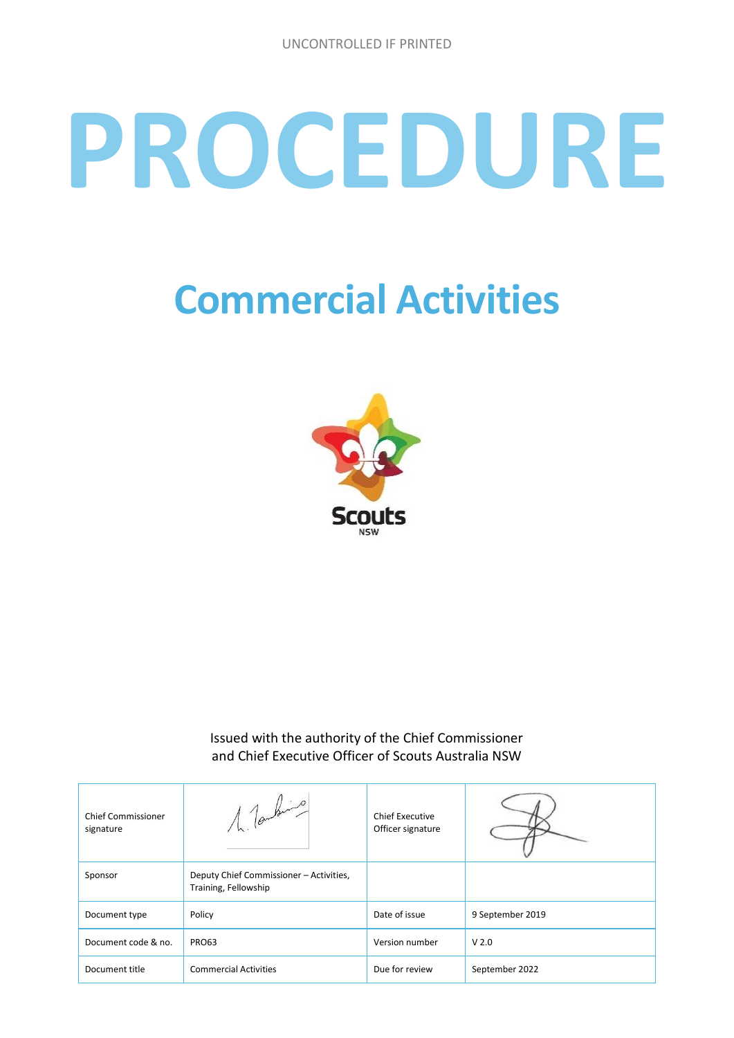UNCONTROLLED IF PRINTED

# PROCEDURE

## Commercial Activities

Issued with the authority of the Chief Commissioner and Chief Executive Officer of Scouts Australia NSW

| Chief Commissioner signature | | Chief Executive Officer signature | |
|---|---|---|---|
| Sponsor | Deputy Chief Commissioner – Activities, Training, Fellowship | | |
| Document type | Policy | Date of issue | 9 September 2019 |
| Document code & no. | PRO63 | Version number | V 2.0 |
| Document title | Commercial Activities | Due for review | September 2022 |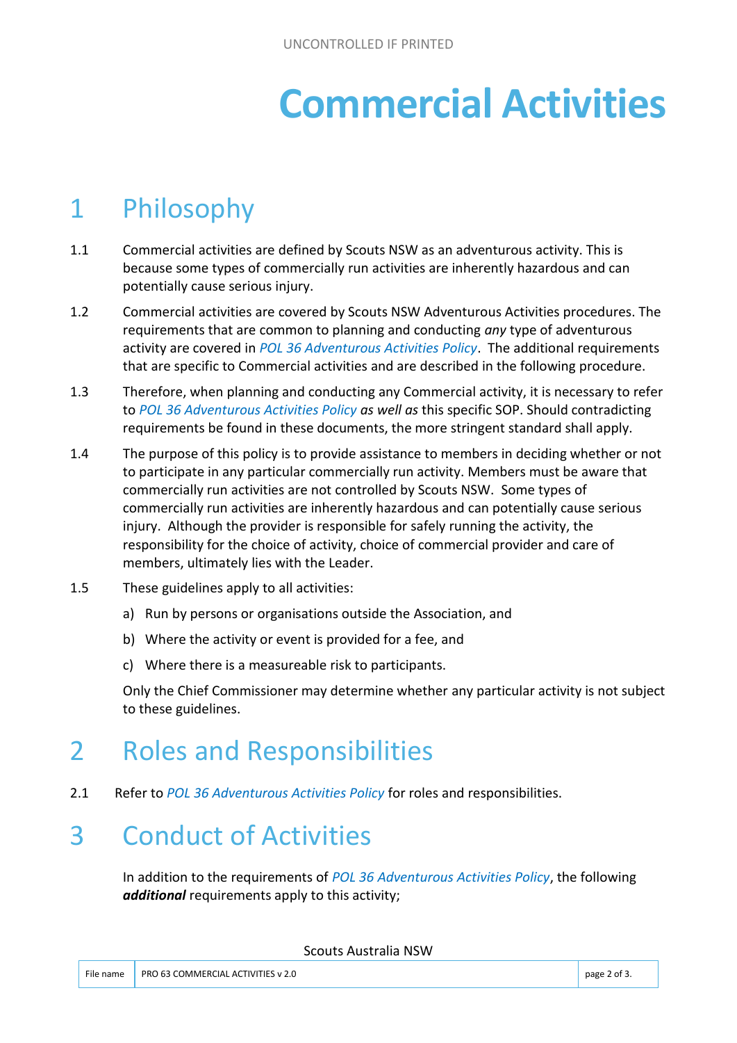# Commercial Activities

## 1 Philosophy

1.1 Commercial activities are defined by Scouts NSW as an adventurous activity. This is because some types of commercially run activities are inherently hazardous and can potentially cause serious injury.

1.2 Commercial activities are covered by Scouts NSW Adventurous Activities procedures. The requirements that are common to planning and conducting *any* type of adventurous activity are covered in *POL 36 Adventurous Activities Policy*. The additional requirements that are specific to Commercial activities and are described in the following procedure.

1.3 Therefore, when planning and conducting any Commercial activity, it is necessary to refer to *POL 36 Adventurous Activities Policy* *as well as* this specific SOP. Should contradicting requirements be found in these documents, the more stringent standard shall apply.

1.4 The purpose of this policy is to provide assistance to members in deciding whether or not to participate in any particular commercially run activity. Members must be aware that commercially run activities are not controlled by Scouts NSW. Some types of commercially run activities are inherently hazardous and can potentially cause serious injury. Although the provider is responsible for safely running the activity, the responsibility for the choice of activity, choice of commercial provider and care of members, ultimately lies with the Leader.

1.5 These guidelines apply to all activities:

a) Run by persons or organisations outside the Association, and

b) Where the activity or event is provided for a fee, and

c) Where there is a measureable risk to participants.

Only the Chief Commissioner may determine whether any particular activity is not subject to these guidelines.

## 2 Roles and Responsibilities

2.1 Refer to *POL 36 Adventurous Activities Policy* for roles and responsibilities.

## 3 Conduct of Activities

In addition to the requirements of *POL 36 Adventurous Activities Policy*, the following ***additional*** requirements apply to this activity;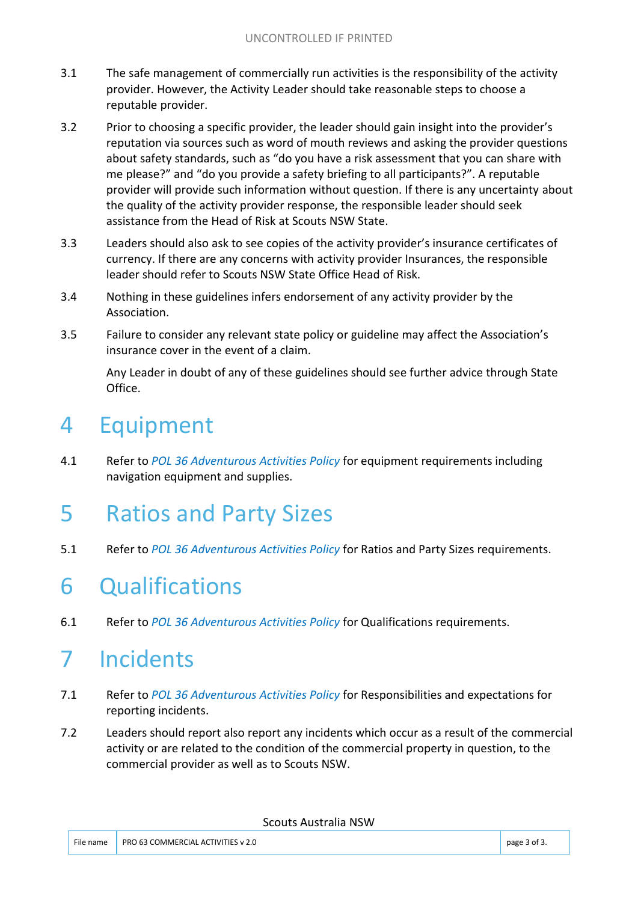3.1 The safe management of commercially run activities is the responsibility of the activity provider. However, the Activity Leader should take reasonable steps to choose a reputable provider.

3.2 Prior to choosing a specific provider, the leader should gain insight into the provider's reputation via sources such as word of mouth reviews and asking the provider questions about safety standards, such as "do you have a risk assessment that you can share with me please?" and "do you provide a safety briefing to all participants?". A reputable provider will provide such information without question. If there is any uncertainty about the quality of the activity provider response, the responsible leader should seek assistance from the Head of Risk at Scouts NSW State.

3.3 Leaders should also ask to see copies of the activity provider's insurance certificates of currency. If there are any concerns with activity provider Insurances, the responsible leader should refer to Scouts NSW State Office Head of Risk.

3.4 Nothing in these guidelines infers endorsement of any activity provider by the Association.

3.5 Failure to consider any relevant state policy or guideline may affect the Association's insurance cover in the event of a claim.

Any Leader in doubt of any of these guidelines should see further advice through State Office.

# 4 Equipment

4.1 Refer to *POL 36 Adventurous Activities Policy* for equipment requirements including navigation equipment and supplies.

# 5 Ratios and Party Sizes

5.1 Refer to *POL 36 Adventurous Activities Policy* for Ratios and Party Sizes requirements.

# 6 Qualifications

6.1 Refer to *POL 36 Adventurous Activities Policy* for Qualifications requirements.

# 7 Incidents

7.1 Refer to *POL 36 Adventurous Activities Policy* for Responsibilities and expectations for reporting incidents.

7.2 Leaders should report also report any incidents which occur as a result of the commercial activity or are related to the condition of the commercial property in question, to the commercial provider as well as to Scouts NSW.